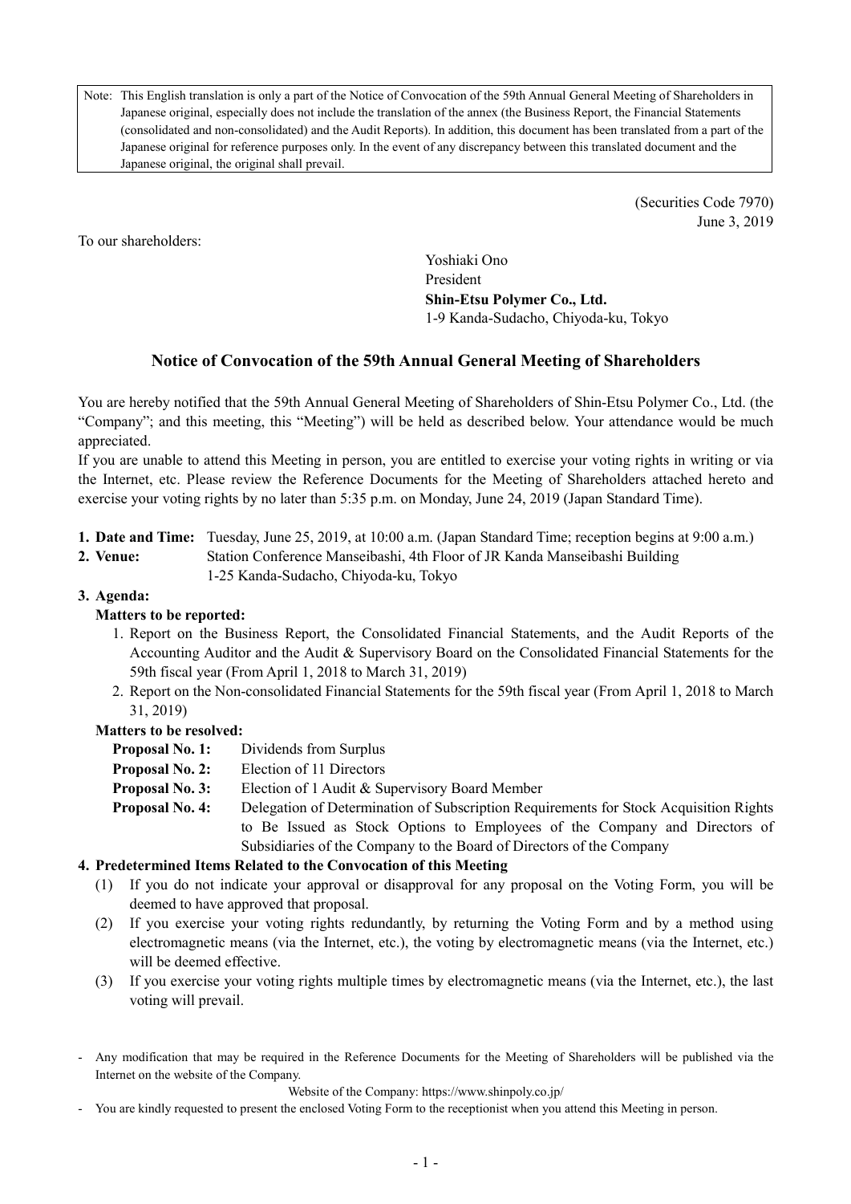Note: This English translation is only a part of the Notice of Convocation of the 59th Annual General Meeting of Shareholders in Japanese original, especially does not include the translation of the annex (the Business Report, the Financial Statements (consolidated and non-consolidated) and the Audit Reports). In addition, this document has been translated from a part of the Japanese original for reference purposes only. In the event of any discrepancy between this translated document and the Japanese original, the original shall prevail.

(Securities Code 7970)
June 3, 2019

To our shareholders:

Yoshiaki Ono
President
**Shin-Etsu Polymer Co., Ltd.**
1-9 Kanda-Sudacho, Chiyoda-ku, Tokyo

# Notice of Convocation of the 59th Annual General Meeting of Shareholders

You are hereby notified that the 59th Annual General Meeting of Shareholders of Shin-Etsu Polymer Co., Ltd. (the "Company"; and this meeting, this "Meeting") will be held as described below. Your attendance would be much appreciated.

If you are unable to attend this Meeting in person, you are entitled to exercise your voting rights in writing or via the Internet, etc. Please review the Reference Documents for the Meeting of Shareholders attached hereto and exercise your voting rights by no later than 5:35 p.m. on Monday, June 24, 2019 (Japan Standard Time).

**1. Date and Time:** Tuesday, June 25, 2019, at 10:00 a.m. (Japan Standard Time; reception begins at 9:00 a.m.)

**2. Venue:** Station Conference Manseibashi, 4th Floor of JR Kanda Manseibashi Building
1-25 Kanda-Sudacho, Chiyoda-ku, Tokyo

**3. Agenda:**

**Matters to be reported:**

1. Report on the Business Report, the Consolidated Financial Statements, and the Audit Reports of the Accounting Auditor and the Audit & Supervisory Board on the Consolidated Financial Statements for the 59th fiscal year (From April 1, 2018 to March 31, 2019)
2. Report on the Non-consolidated Financial Statements for the 59th fiscal year (From April 1, 2018 to March 31, 2019)

**Matters to be resolved:**

**Proposal No. 1:** Dividends from Surplus

**Proposal No. 2:** Election of 11 Directors

**Proposal No. 3:** Election of 1 Audit & Supervisory Board Member

**Proposal No. 4:** Delegation of Determination of Subscription Requirements for Stock Acquisition Rights to Be Issued as Stock Options to Employees of the Company and Directors of Subsidiaries of the Company to the Board of Directors of the Company

**4. Predetermined Items Related to the Convocation of this Meeting**

(1) If you do not indicate your approval or disapproval for any proposal on the Voting Form, you will be deemed to have approved that proposal.

(2) If you exercise your voting rights redundantly, by returning the Voting Form and by a method using electromagnetic means (via the Internet, etc.), the voting by electromagnetic means (via the Internet, etc.) will be deemed effective.

(3) If you exercise your voting rights multiple times by electromagnetic means (via the Internet, etc.), the last voting will prevail.

- Any modification that may be required in the Reference Documents for the Meeting of Shareholders will be published via the Internet on the website of the Company.
  Website of the Company: https://www.shinpoly.co.jp/
- You are kindly requested to present the enclosed Voting Form to the receptionist when you attend this Meeting in person.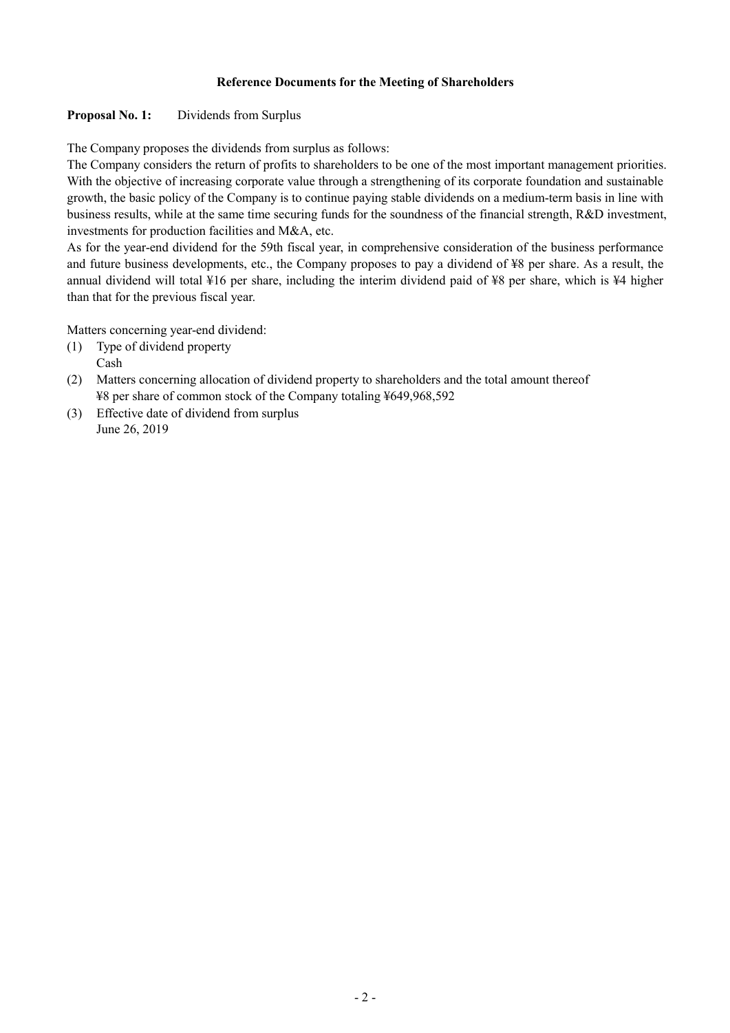# Reference Documents for the Meeting of Shareholders

**Proposal No. 1:** Dividends from Surplus

The Company proposes the dividends from surplus as follows:
The Company considers the return of profits to shareholders to be one of the most important management priorities. With the objective of increasing corporate value through a strengthening of its corporate foundation and sustainable growth, the basic policy of the Company is to continue paying stable dividends on a medium-term basis in line with business results, while at the same time securing funds for the soundness of the financial strength, R&D investment, investments for production facilities and M&A, etc.
As for the year-end dividend for the 59th fiscal year, in comprehensive consideration of the business performance and future business developments, etc., the Company proposes to pay a dividend of ¥8 per share. As a result, the annual dividend will total ¥16 per share, including the interim dividend paid of ¥8 per share, which is ¥4 higher than that for the previous fiscal year.

Matters concerning year-end dividend:

(1) Type of dividend property
Cash
(2) Matters concerning allocation of dividend property to shareholders and the total amount thereof
¥8 per share of common stock of the Company totaling ¥649,968,592
(3) Effective date of dividend from surplus
June 26, 2019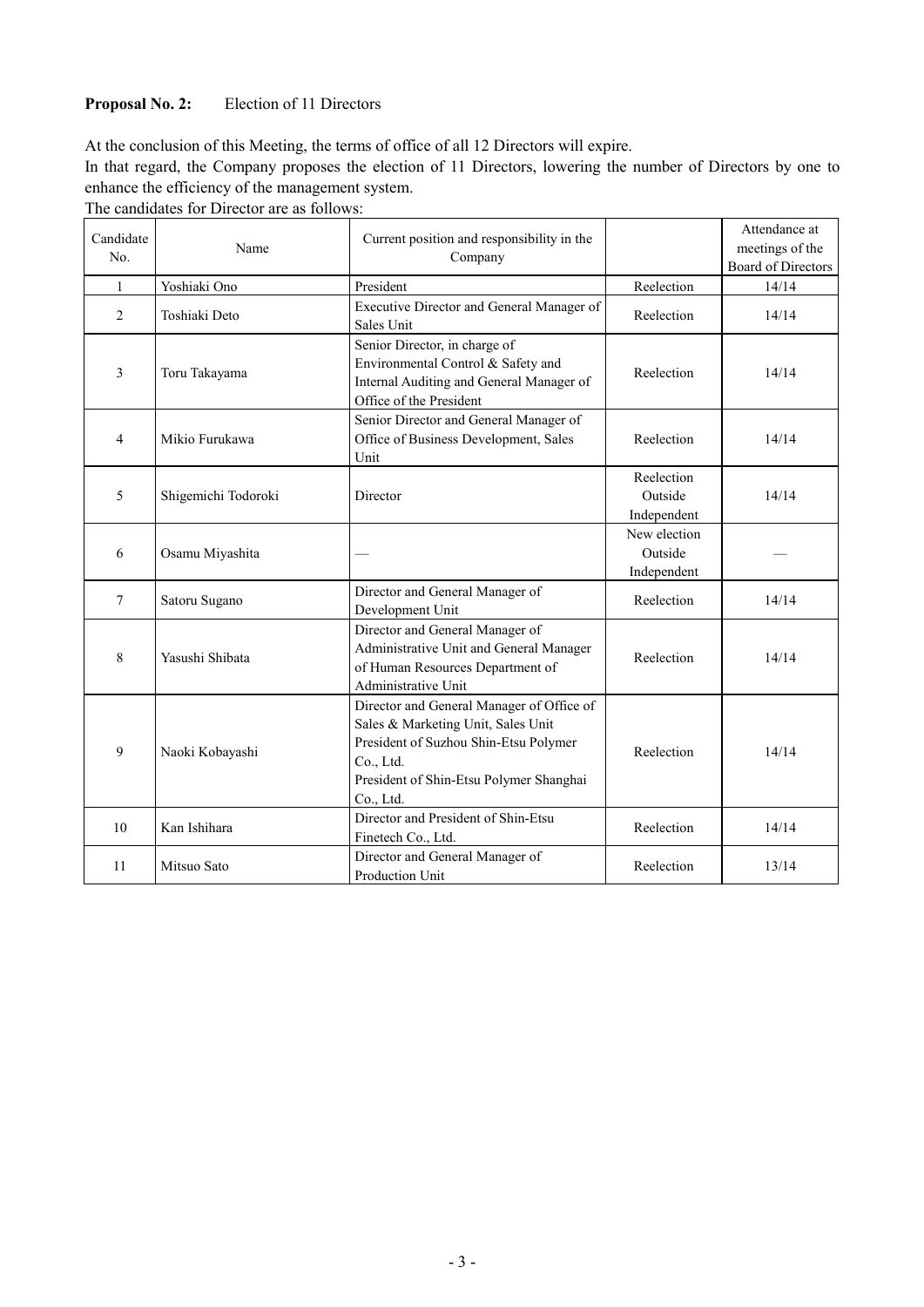**Proposal No. 2:** Election of 11 Directors

At the conclusion of this Meeting, the terms of office of all 12 Directors will expire.

In that regard, the Company proposes the election of 11 Directors, lowering the number of Directors by one to enhance the efficiency of the management system.

The candidates for Director are as follows:

| Candidate No. | Name | Current position and responsibility in the Company | | Attendance at meetings of the Board of Directors |
|---|---|---|---|---|
| 1 | Yoshiaki Ono | President | Reelection | 14/14 |
| 2 | Toshiaki Deto | Executive Director and General Manager of Sales Unit | Reelection | 14/14 |
| 3 | Toru Takayama | Senior Director, in charge of Environmental Control & Safety and Internal Auditing and General Manager of Office of the President | Reelection | 14/14 |
| 4 | Mikio Furukawa | Senior Director and General Manager of Office of Business Development, Sales Unit | Reelection | 14/14 |
| 5 | Shigemichi Todoroki | Director | Reelection Outside Independent | 14/14 |
| 6 | Osamu Miyashita | — | New election Outside Independent | — |
| 7 | Satoru Sugano | Director and General Manager of Development Unit | Reelection | 14/14 |
| 8 | Yasushi Shibata | Director and General Manager of Administrative Unit and General Manager of Human Resources Department of Administrative Unit | Reelection | 14/14 |
| 9 | Naoki Kobayashi | Director and General Manager of Office of Sales & Marketing Unit, Sales Unit President of Suzhou Shin-Etsu Polymer Co., Ltd. President of Shin-Etsu Polymer Shanghai Co., Ltd. | Reelection | 14/14 |
| 10 | Kan Ishihara | Director and President of Shin-Etsu Finetech Co., Ltd. | Reelection | 14/14 |
| 11 | Mitsuo Sato | Director and General Manager of Production Unit | Reelection | 13/14 |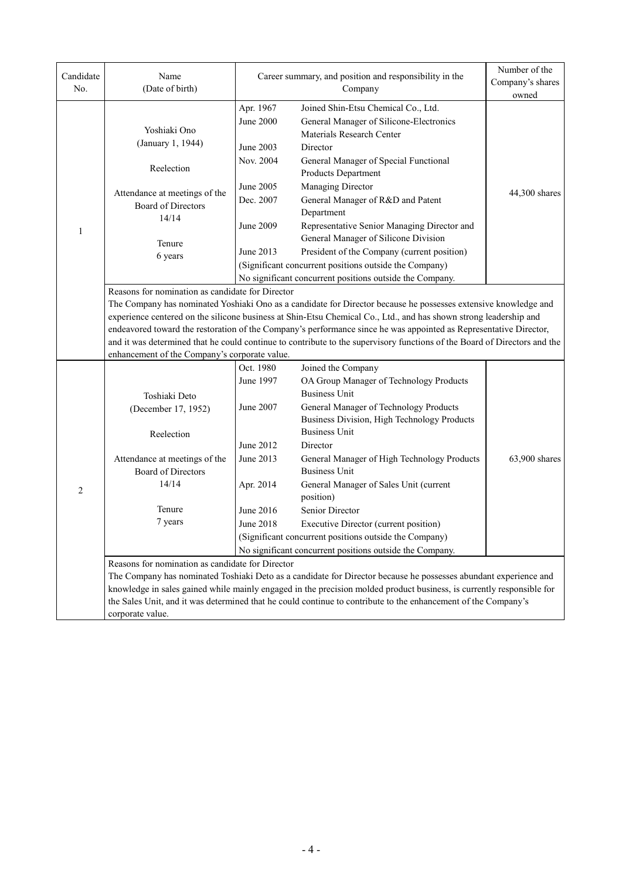| Candidate No. | Name (Date of birth) | Career summary, and position and responsibility in the Company | | Number of the Company's shares owned |
|---|---|---|---|---|
| 1 | Yoshiaki Ono (January 1, 1944)<br><br>Reelection<br><br>Attendance at meetings of the Board of Directors 14/14<br><br>Tenure 6 years | Apr. 1967 | Joined Shin-Etsu Chemical Co., Ltd. | 44,300 shares |
| | | June 2000 | General Manager of Silicone-Electronics Materials Research Center | |
| | | June 2003 | Director | |
| | | Nov. 2004 | General Manager of Special Functional Products Department | |
| | | June 2005 | Managing Director | |
| | | Dec. 2007 | General Manager of R&D and Patent Department | |
| | | June 2009 | Representative Senior Managing Director and General Manager of Silicone Division | |
| | | June 2013 | President of the Company (current position) | |
| | | (Significant concurrent positions outside the Company)<br>No significant concurrent positions outside the Company. | | |
| | Reasons for nomination as candidate for Director<br>The Company has nominated Yoshiaki Ono as a candidate for Director because he possesses extensive knowledge and experience centered on the silicone business at Shin-Etsu Chemical Co., Ltd., and has shown strong leadership and endeavored toward the restoration of the Company's performance since he was appointed as Representative Director, and it was determined that he could continue to contribute to the supervisory functions of the Board of Directors and the enhancement of the Company's corporate value. | | | |
| 2 | Toshiaki Deto (December 17, 1952)<br><br>Reelection<br><br>Attendance at meetings of the Board of Directors 14/14<br><br>Tenure 7 years | Oct. 1980 | Joined the Company | 63,900 shares |
| | | June 1997 | OA Group Manager of Technology Products Business Unit | |
| | | June 2007 | General Manager of Technology Products Business Division, High Technology Products Business Unit | |
| | | June 2012 | Director | |
| | | June 2013 | General Manager of High Technology Products Business Unit | |
| | | Apr. 2014 | General Manager of Sales Unit (current position) | |
| | | June 2016 | Senior Director | |
| | | June 2018 | Executive Director (current position) | |
| | | (Significant concurrent positions outside the Company)<br>No significant concurrent positions outside the Company. | | |
| | Reasons for nomination as candidate for Director<br>The Company has nominated Toshiaki Deto as a candidate for Director because he possesses abundant experience and knowledge in sales gained while mainly engaged in the precision molded product business, is currently responsible for the Sales Unit, and it was determined that he could continue to contribute to the enhancement of the Company's corporate value. | | | |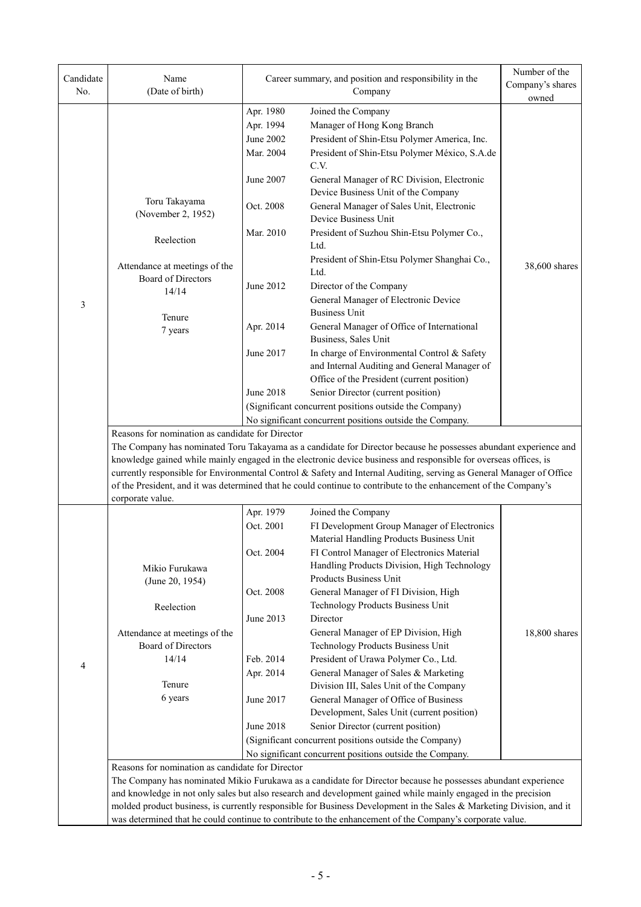| Candidate No. | Name (Date of birth) | Career summary, and position and responsibility in the Company | | Number of the Company's shares owned |
|---|---|---|---|---|
| 3 | Toru Takayama (November 2, 1952)<br><br>Reelection<br><br>Attendance at meetings of the Board of Directors 14/14<br><br>Tenure 7 years | Apr. 1980<br>Apr. 1994<br>June 2002<br>Mar. 2004<br><br>June 2007<br><br>Oct. 2008<br><br>Mar. 2010<br><br><br><br>June 2012<br><br><br>Apr. 2014<br><br>June 2017<br><br><br>June 2018 | Joined the Company<br>Manager of Hong Kong Branch<br>President of Shin-Etsu Polymer America, Inc.<br>President of Shin-Etsu Polymer México, S.A.de C.V.<br>General Manager of RC Division, Electronic Device Business Unit of the Company<br>General Manager of Sales Unit, Electronic Device Business Unit<br>President of Suzhou Shin-Etsu Polymer Co., Ltd.<br>President of Shin-Etsu Polymer Shanghai Co., Ltd.<br>Director of the Company<br>General Manager of Electronic Device Business Unit<br>General Manager of Office of International Business, Sales Unit<br>In charge of Environmental Control & Safety and Internal Auditing and General Manager of Office of the President (current position)<br>Senior Director (current position)<br>(Significant concurrent positions outside the Company)<br>No significant concurrent positions outside the Company. | 38,600 shares |
| | Reasons for nomination as candidate for Director<br>The Company has nominated Toru Takayama as a candidate for Director because he possesses abundant experience and knowledge gained while mainly engaged in the electronic device business and responsible for overseas offices, is currently responsible for Environmental Control & Safety and Internal Auditing, serving as General Manager of Office of the President, and it was determined that he could continue to contribute to the enhancement of the Company's corporate value. | | | |
| 4 | Mikio Furukawa (June 20, 1954)<br><br>Reelection<br><br>Attendance at meetings of the Board of Directors 14/14<br><br>Tenure 6 years | Apr. 1979<br>Oct. 2001<br><br>Oct. 2004<br><br><br>Oct. 2008<br><br>June 2013<br><br><br>Feb. 2014<br>Apr. 2014<br><br>June 2017<br><br>June 2018 | Joined the Company<br>FI Development Group Manager of Electronics Material Handling Products Business Unit<br>FI Control Manager of Electronics Material Handling Products Division, High Technology Products Business Unit<br>General Manager of FI Division, High Technology Products Business Unit<br>Director<br>General Manager of EP Division, High Technology Products Business Unit<br>President of Urawa Polymer Co., Ltd.<br>General Manager of Sales & Marketing Division III, Sales Unit of the Company<br>General Manager of Office of Business Development, Sales Unit (current position)<br>Senior Director (current position)<br>(Significant concurrent positions outside the Company)<br>No significant concurrent positions outside the Company. | 18,800 shares |
| | Reasons for nomination as candidate for Director<br>The Company has nominated Mikio Furukawa as a candidate for Director because he possesses abundant experience and knowledge in not only sales but also research and development gained while mainly engaged in the precision molded product business, is currently responsible for Business Development in the Sales & Marketing Division, and it was determined that he could continue to contribute to the enhancement of the Company's corporate value. | | | |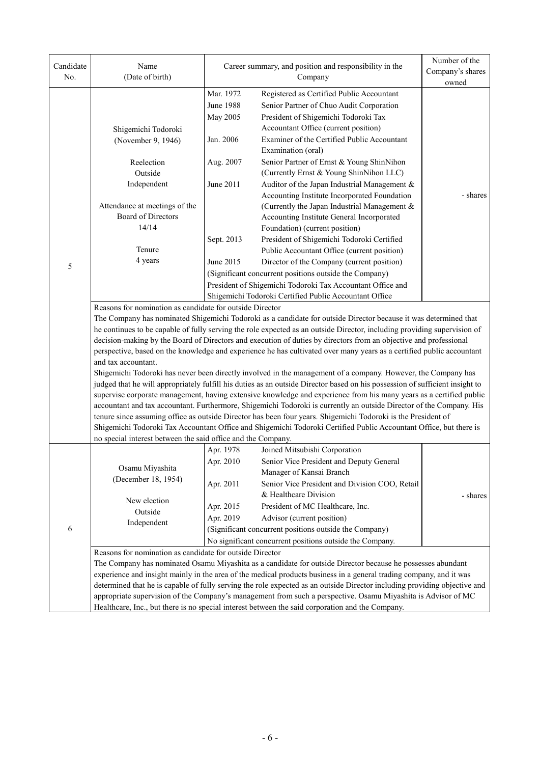| Candidate No. | Name (Date of birth) | Career summary, and position and responsibility in the Company | | Number of the Company's shares owned |
|---|---|---|---|---|
| 5 | Shigemichi Todoroki (November 9, 1946)<br><br>Reelection<br>Outside<br>Independent<br><br>Attendance at meetings of the Board of Directors<br>14/14<br><br>Tenure<br>4 years | Mar. 1972<br>June 1988<br>May 2005<br><br>Jan. 2006<br><br>Aug. 2007<br><br>June 2011<br><br><br><br><br>Sept. 2013<br><br>June 2015 | Registered as Certified Public Accountant<br>Senior Partner of Chuo Audit Corporation<br>President of Shigemichi Todoroki Tax Accountant Office (current position)<br>Examiner of the Certified Public Accountant Examination (oral)<br>Senior Partner of Ernst & Young ShinNihon (Currently Ernst & Young ShinNihon LLC)<br>Auditor of the Japan Industrial Management & Accounting Institute Incorporated Foundation (Currently the Japan Industrial Management & Accounting Institute General Incorporated Foundation) (current position)<br>President of Shigemichi Todoroki Certified Public Accountant Office (current position)<br>Director of the Company (current position)<br>(Significant concurrent positions outside the Company)<br>President of Shigemichi Todoroki Tax Accountant Office and Shigemichi Todoroki Certified Public Accountant Office | - shares |
| | Reasons for nomination as candidate for outside Director<br>The Company has nominated Shigemichi Todoroki as a candidate for outside Director because it was determined that he continues to be capable of fully serving the role expected as an outside Director, including providing supervision of decision-making by the Board of Directors and execution of duties by directors from an objective and professional perspective, based on the knowledge and experience he has cultivated over many years as a certified public accountant and tax accountant.<br>Shigemichi Todoroki has never been directly involved in the management of a company. However, the Company has judged that he will appropriately fulfill his duties as an outside Director based on his possession of sufficient insight to supervise corporate management, having extensive knowledge and experience from his many years as a certified public accountant and tax accountant. Furthermore, Shigemichi Todoroki is currently an outside Director of the Company. His tenure since assuming office as outside Director has been four years. Shigemichi Todoroki is the President of Shigemichi Todoroki Tax Accountant Office and Shigemichi Todoroki Certified Public Accountant Office, but there is no special interest between the said office and the Company. | | | |
| 6 | Osamu Miyashita (December 18, 1954)<br><br>New election<br>Outside<br>Independent | Apr. 1978<br>Apr. 2010<br><br>Apr. 2011<br><br>Apr. 2015<br>Apr. 2019 | Joined Mitsubishi Corporation<br>Senior Vice President and Deputy General Manager of Kansai Branch<br>Senior Vice President and Division COO, Retail & Healthcare Division<br>President of MC Healthcare, Inc.<br>Advisor (current position)<br>(Significant concurrent positions outside the Company)<br>No significant concurrent positions outside the Company. | - shares |
| | Reasons for nomination as candidate for outside Director<br>The Company has nominated Osamu Miyashita as a candidate for outside Director because he possesses abundant experience and insight mainly in the area of the medical products business in a general trading company, and it was determined that he is capable of fully serving the role expected as an outside Director including providing objective and appropriate supervision of the Company's management from such a perspective. Osamu Miyashita is Advisor of MC Healthcare, Inc., but there is no special interest between the said corporation and the Company. | | | |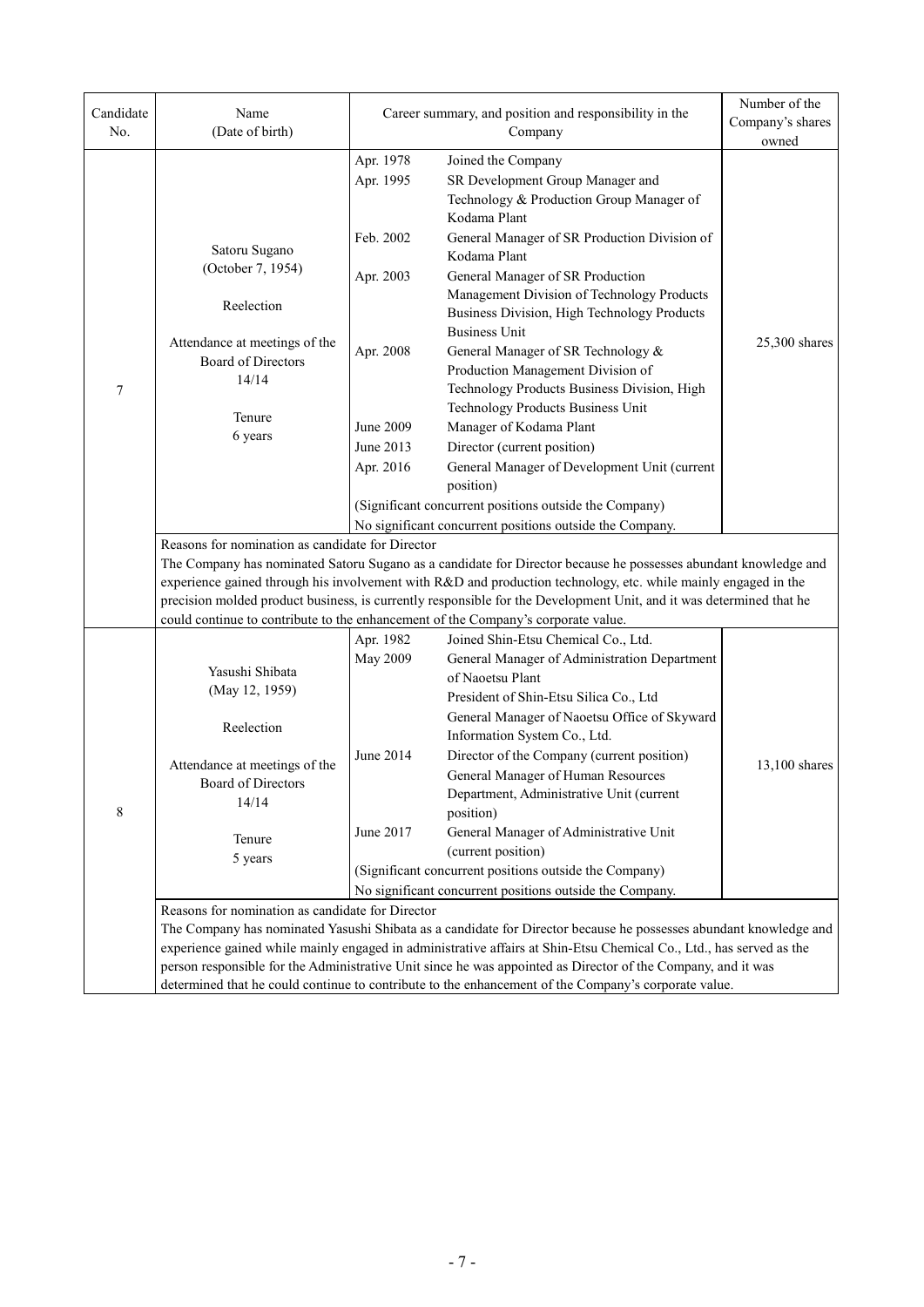| Candidate No. | Name (Date of birth) | Career summary, and position and responsibility in the Company | | Number of the Company's shares owned |
|---|---|---|---|---|
| 7 | Satoru Sugano (October 7, 1954)<br><br>Reelection<br><br>Attendance at meetings of the Board of Directors 14/14<br><br>Tenure 6 years | Apr. 1978 | Joined the Company | 25,300 shares |
| | | Apr. 1995 | SR Development Group Manager and Technology & Production Group Manager of Kodama Plant | |
| | | Feb. 2002 | General Manager of SR Production Division of Kodama Plant | |
| | | Apr. 2003 | General Manager of SR Production Management Division of Technology Products Business Division, High Technology Products Business Unit | |
| | | Apr. 2008 | General Manager of SR Technology & Production Management Division of Technology Products Business Division, High Technology Products Business Unit | |
| | | June 2009 | Manager of Kodama Plant | |
| | | June 2013 | Director (current position) | |
| | | Apr. 2016 | General Manager of Development Unit (current position) | |
| | | (Significant concurrent positions outside the Company)<br>No significant concurrent positions outside the Company. | | |
| | Reasons for nomination as candidate for Director<br>The Company has nominated Satoru Sugano as a candidate for Director because he possesses abundant knowledge and experience gained through his involvement with R&D and production technology, etc. while mainly engaged in the precision molded product business, is currently responsible for the Development Unit, and it was determined that he could continue to contribute to the enhancement of the Company's corporate value. | | | |
| 8 | Yasushi Shibata (May 12, 1959)<br><br>Reelection<br><br>Attendance at meetings of the Board of Directors 14/14<br><br>Tenure 5 years | Apr. 1982 | Joined Shin-Etsu Chemical Co., Ltd. | 13,100 shares |
| | | May 2009 | General Manager of Administration Department of Naoetsu Plant<br>President of Shin-Etsu Silica Co., Ltd<br>General Manager of Naoetsu Office of Skyward Information System Co., Ltd. | |
| | | June 2014 | Director of the Company (current position)<br>General Manager of Human Resources Department, Administrative Unit (current position) | |
| | | June 2017 | General Manager of Administrative Unit (current position) | |
| | | (Significant concurrent positions outside the Company)<br>No significant concurrent positions outside the Company. | | |
| | Reasons for nomination as candidate for Director<br>The Company has nominated Yasushi Shibata as a candidate for Director because he possesses abundant knowledge and experience gained while mainly engaged in administrative affairs at Shin-Etsu Chemical Co., Ltd., has served as the person responsible for the Administrative Unit since he was appointed as Director of the Company, and it was determined that he could continue to contribute to the enhancement of the Company's corporate value. | | | |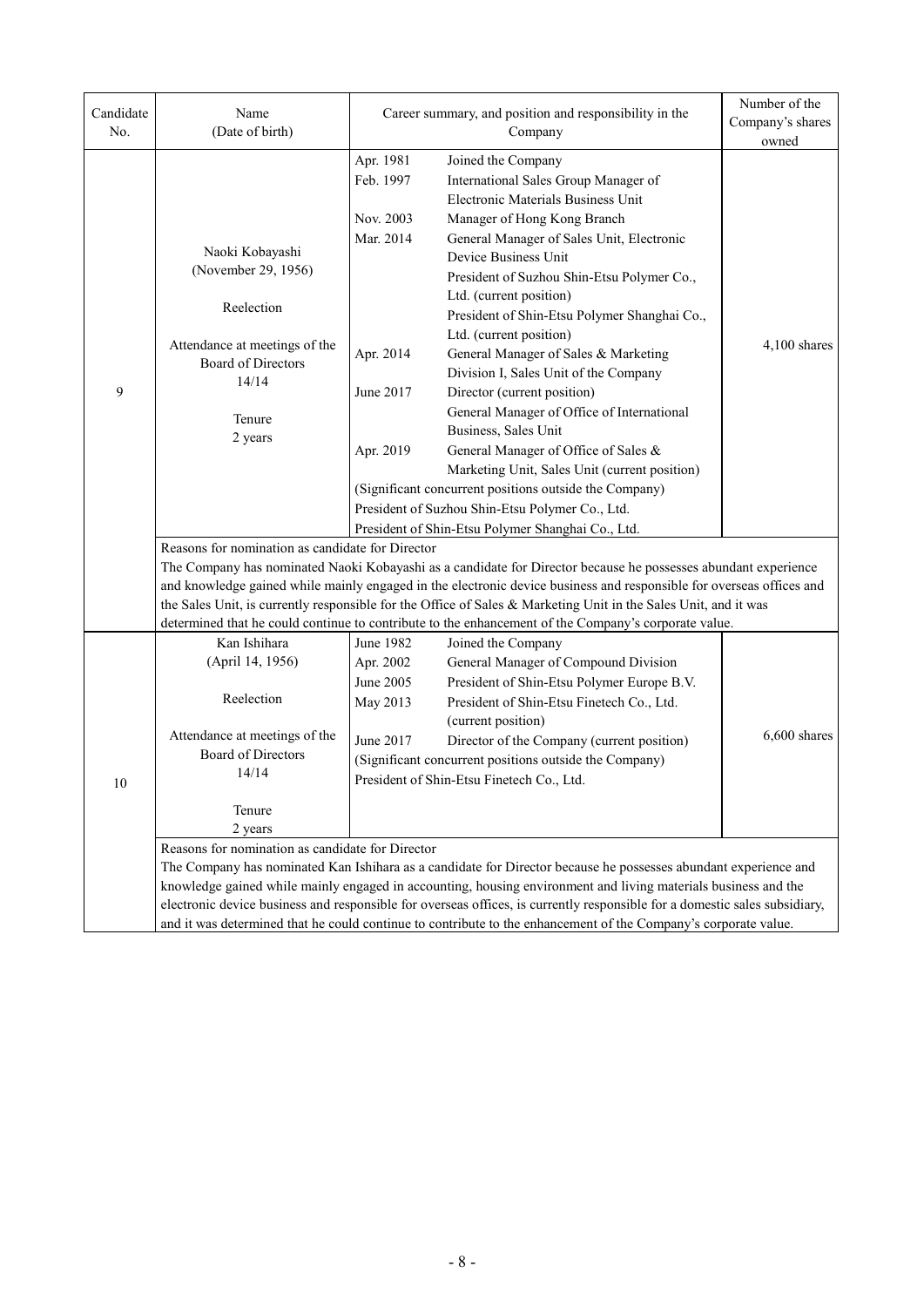| Candidate No. | Name (Date of birth) | Career summary, and position and responsibility in the Company | Number of the Company's shares owned |
|---|---|---|---|
| 9 | Naoki Kobayashi (November 29, 1956)<br><br>Reelection<br><br>Attendance at meetings of the Board of Directors 14/14<br><br>Tenure 2 years | Apr. 1981 Joined the Company<br>Feb. 1997 International Sales Group Manager of Electronic Materials Business Unit<br>Nov. 2003 Manager of Hong Kong Branch<br>Mar. 2014 General Manager of Sales Unit, Electronic Device Business Unit<br>President of Suzhou Shin-Etsu Polymer Co., Ltd. (current position)<br>President of Shin-Etsu Polymer Shanghai Co., Ltd. (current position)<br>Apr. 2014 General Manager of Sales & Marketing Division I, Sales Unit of the Company<br>June 2017 Director (current position)<br>General Manager of Office of International Business, Sales Unit<br>Apr. 2019 General Manager of Office of Sales & Marketing Unit, Sales Unit (current position)<br>(Significant concurrent positions outside the Company)<br>President of Suzhou Shin-Etsu Polymer Co., Ltd.<br>President of Shin-Etsu Polymer Shanghai Co., Ltd. | 4,100 shares |
| | Reasons for nomination as candidate for Director<br>The Company has nominated Naoki Kobayashi as a candidate for Director because he possesses abundant experience and knowledge gained while mainly engaged in the electronic device business and responsible for overseas offices and the Sales Unit, is currently responsible for the Office of Sales & Marketing Unit in the Sales Unit, and it was determined that he could continue to contribute to the enhancement of the Company's corporate value. | | |
| 10 | Kan Ishihara (April 14, 1956)<br><br>Reelection<br><br>Attendance at meetings of the Board of Directors 14/14<br><br>Tenure 2 years | June 1982 Joined the Company<br>Apr. 2002 General Manager of Compound Division<br>June 2005 President of Shin-Etsu Polymer Europe B.V.<br>May 2013 President of Shin-Etsu Finetech Co., Ltd. (current position)<br>June 2017 Director of the Company (current position)<br>(Significant concurrent positions outside the Company)<br>President of Shin-Etsu Finetech Co., Ltd. | 6,600 shares |
| | Reasons for nomination as candidate for Director<br>The Company has nominated Kan Ishihara as a candidate for Director because he possesses abundant experience and knowledge gained while mainly engaged in accounting, housing environment and living materials business and the electronic device business and responsible for overseas offices, is currently responsible for a domestic sales subsidiary, and it was determined that he could continue to contribute to the enhancement of the Company's corporate value. | | |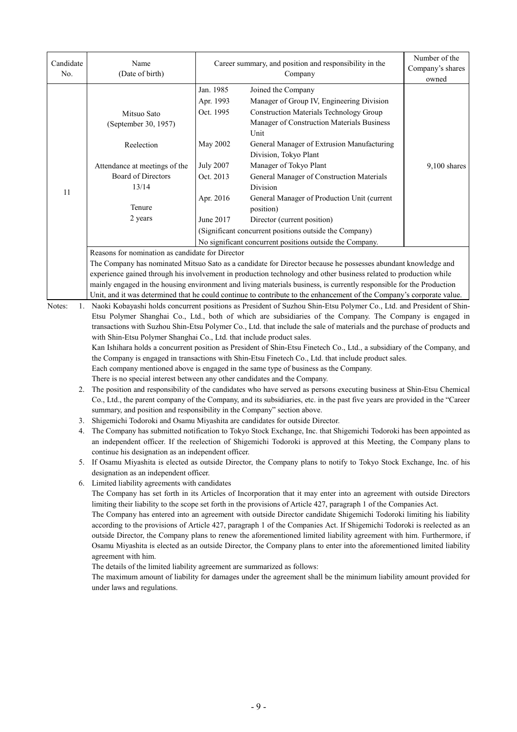| Candidate No. | Name (Date of birth) | Career summary, and position and responsibility in the Company | | Number of the Company's shares owned |
|---|---|---|---|---|
| 11 | Mitsuo Sato (September 30, 1957)<br><br>Reelection<br><br>Attendance at meetings of the Board of Directors 13/14<br><br>Tenure 2 years | Jan. 1985<br>Apr. 1993<br>Oct. 1995<br><br><br>May 2002<br><br>July 2007<br>Oct. 2013<br><br>Apr. 2016<br><br>June 2017 | Joined the Company<br>Manager of Group IV, Engineering Division<br>Construction Materials Technology Group<br>Manager of Construction Materials Business Unit<br>General Manager of Extrusion Manufacturing Division, Tokyo Plant<br>Manager of Tokyo Plant<br>General Manager of Construction Materials Division<br>General Manager of Production Unit (current position)<br>Director (current position) | 9,100 shares |
| | | (Significant concurrent positions outside the Company)<br>No significant concurrent positions outside the Company. | | |
| | Reasons for nomination as candidate for Director<br>The Company has nominated Mitsuo Sato as a candidate for Director because he possesses abundant knowledge and experience gained through his involvement in production technology and other business related to production while mainly engaged in the housing environment and living materials business, is currently responsible for the Production Unit, and it was determined that he could continue to contribute to the enhancement of the Company's corporate value. | | | |

Notes:

1. Naoki Kobayashi holds concurrent positions as President of Suzhou Shin-Etsu Polymer Co., Ltd. and President of Shin-Etsu Polymer Shanghai Co., Ltd., both of which are subsidiaries of the Company. The Company is engaged in transactions with Suzhou Shin-Etsu Polymer Co., Ltd. that include the sale of materials and the purchase of products and with Shin-Etsu Polymer Shanghai Co., Ltd. that include product sales.
   Kan Ishihara holds a concurrent position as President of Shin-Etsu Finetech Co., Ltd., a subsidiary of the Company, and the Company is engaged in transactions with Shin-Etsu Finetech Co., Ltd. that include product sales.
   Each company mentioned above is engaged in the same type of business as the Company.
   There is no special interest between any other candidates and the Company.
2. The position and responsibility of the candidates who have served as persons executing business at Shin-Etsu Chemical Co., Ltd., the parent company of the Company, and its subsidiaries, etc. in the past five years are provided in the "Career summary, and position and responsibility in the Company" section above.
3. Shigemichi Todoroki and Osamu Miyashita are candidates for outside Director.
4. The Company has submitted notification to Tokyo Stock Exchange, Inc. that Shigemichi Todoroki has been appointed as an independent officer. If the reelection of Shigemichi Todoroki is approved at this Meeting, the Company plans to continue his designation as an independent officer.
5. If Osamu Miyashita is elected as outside Director, the Company plans to notify to Tokyo Stock Exchange, Inc. of his designation as an independent officer.
6. Limited liability agreements with candidates
   The Company has set forth in its Articles of Incorporation that it may enter into an agreement with outside Directors limiting their liability to the scope set forth in the provisions of Article 427, paragraph 1 of the Companies Act.
   The Company has entered into an agreement with outside Director candidate Shigemichi Todoroki limiting his liability according to the provisions of Article 427, paragraph 1 of the Companies Act. If Shigemichi Todoroki is reelected as an outside Director, the Company plans to renew the aforementioned limited liability agreement with him. Furthermore, if Osamu Miyashita is elected as an outside Director, the Company plans to enter into the aforementioned limited liability agreement with him.
   The details of the limited liability agreement are summarized as follows:
   The maximum amount of liability for damages under the agreement shall be the minimum liability amount provided for under laws and regulations.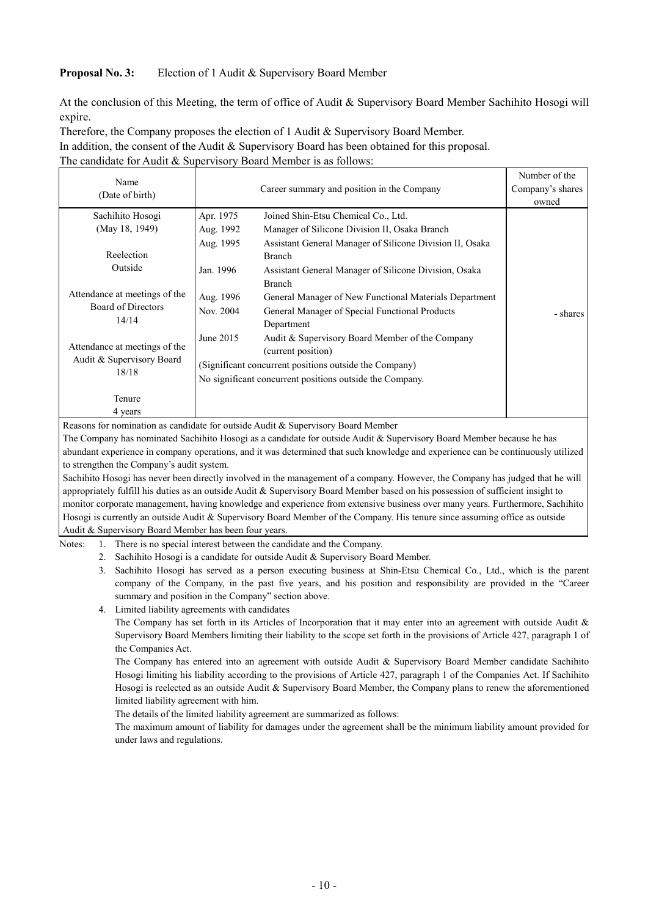**Proposal No. 3:** Election of 1 Audit & Supervisory Board Member

At the conclusion of this Meeting, the term of office of Audit & Supervisory Board Member Sachihito Hosogi will expire.

Therefore, the Company proposes the election of 1 Audit & Supervisory Board Member.

In addition, the consent of the Audit & Supervisory Board has been obtained for this proposal.

The candidate for Audit & Supervisory Board Member is as follows:

| Name (Date of birth) | Career summary and position in the Company | | Number of the Company's shares owned |
|---|---|---|---|
| Sachihito Hosogi (May 18, 1949)<br><br>Reelection<br>Outside<br><br>Attendance at meetings of the Board of Directors 14/14<br><br>Attendance at meetings of the Audit & Supervisory Board 18/18<br><br>Tenure 4 years | Apr. 1975 | Joined Shin-Etsu Chemical Co., Ltd. | - shares |
| | Aug. 1992 | Manager of Silicone Division II, Osaka Branch | |
| | Aug. 1995 | Assistant General Manager of Silicone Division II, Osaka Branch | |
| | Jan. 1996 | Assistant General Manager of Silicone Division, Osaka Branch | |
| | Aug. 1996 | General Manager of New Functional Materials Department | |
| | Nov. 2004 | General Manager of Special Functional Products Department | |
| | June 2015 | Audit & Supervisory Board Member of the Company (current position) | |
| | (Significant concurrent positions outside the Company)<br>No significant concurrent positions outside the Company. | | |

Reasons for nomination as candidate for outside Audit & Supervisory Board Member

The Company has nominated Sachihito Hosogi as a candidate for outside Audit & Supervisory Board Member because he has abundant experience in company operations, and it was determined that such knowledge and experience can be continuously utilized to strengthen the Company's audit system.

Sachihito Hosogi has never been directly involved in the management of a company. However, the Company has judged that he will appropriately fulfill his duties as an outside Audit & Supervisory Board Member based on his possession of sufficient insight to monitor corporate management, having knowledge and experience from extensive business over many years. Furthermore, Sachihito Hosogi is currently an outside Audit & Supervisory Board Member of the Company. His tenure since assuming office as outside Audit & Supervisory Board Member has been four years.

Notes:
1. There is no special interest between the candidate and the Company.
2. Sachihito Hosogi is a candidate for outside Audit & Supervisory Board Member.
3. Sachihito Hosogi has served as a person executing business at Shin-Etsu Chemical Co., Ltd., which is the parent company of the Company, in the past five years, and his position and responsibility are provided in the "Career summary and position in the Company" section above.
4. Limited liability agreements with candidates

   The Company has set forth in its Articles of Incorporation that it may enter into an agreement with outside Audit & Supervisory Board Members limiting their liability to the scope set forth in the provisions of Article 427, paragraph 1 of the Companies Act.

   The Company has entered into an agreement with outside Audit & Supervisory Board Member candidate Sachihito Hosogi limiting his liability according to the provisions of Article 427, paragraph 1 of the Companies Act. If Sachihito Hosogi is reelected as an outside Audit & Supervisory Board Member, the Company plans to renew the aforementioned limited liability agreement with him.

   The details of the limited liability agreement are summarized as follows:

   The maximum amount of liability for damages under the agreement shall be the minimum liability amount provided for under laws and regulations.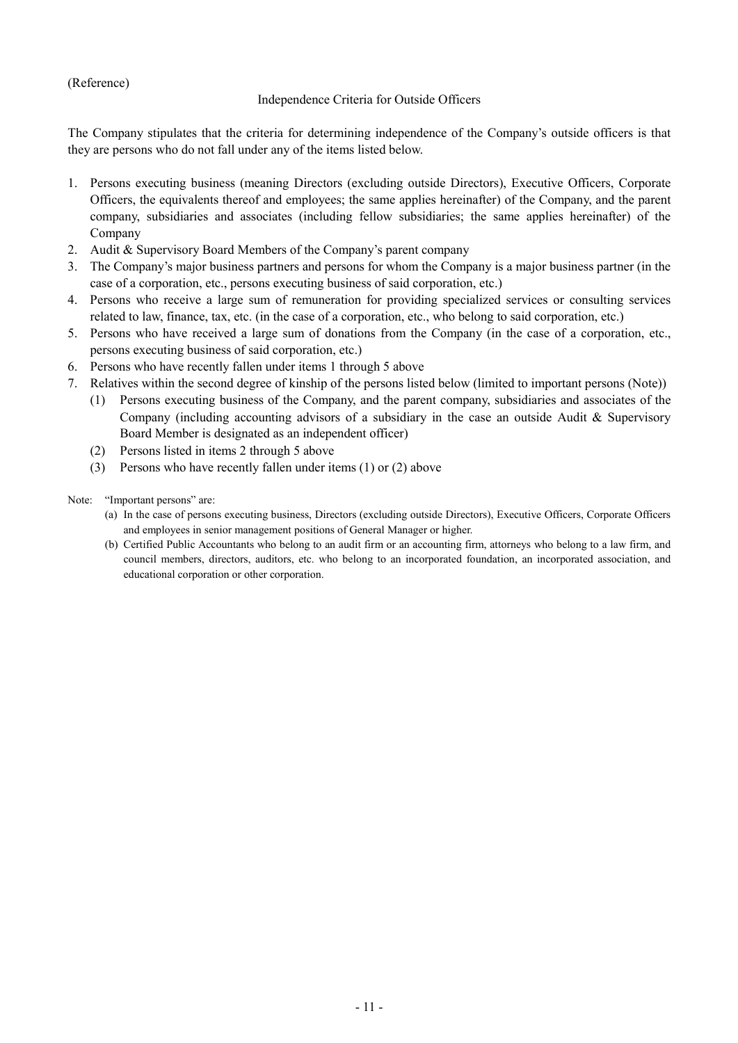(Reference)

## Independence Criteria for Outside Officers

The Company stipulates that the criteria for determining independence of the Company's outside officers is that they are persons who do not fall under any of the items listed below.

1. Persons executing business (meaning Directors (excluding outside Directors), Executive Officers, Corporate Officers, the equivalents thereof and employees; the same applies hereinafter) of the Company, and the parent company, subsidiaries and associates (including fellow subsidiaries; the same applies hereinafter) of the Company
2. Audit & Supervisory Board Members of the Company's parent company
3. The Company's major business partners and persons for whom the Company is a major business partner (in the case of a corporation, etc., persons executing business of said corporation, etc.)
4. Persons who receive a large sum of remuneration for providing specialized services or consulting services related to law, finance, tax, etc. (in the case of a corporation, etc., who belong to said corporation, etc.)
5. Persons who have received a large sum of donations from the Company (in the case of a corporation, etc., persons executing business of said corporation, etc.)
6. Persons who have recently fallen under items 1 through 5 above
7. Relatives within the second degree of kinship of the persons listed below (limited to important persons (Note))
   (1) Persons executing business of the Company, and the parent company, subsidiaries and associates of the Company (including accounting advisors of a subsidiary in the case an outside Audit & Supervisory Board Member is designated as an independent officer)
   (2) Persons listed in items 2 through 5 above
   (3) Persons who have recently fallen under items (1) or (2) above

Note: "Important persons" are:

(a) In the case of persons executing business, Directors (excluding outside Directors), Executive Officers, Corporate Officers and employees in senior management positions of General Manager or higher.

(b) Certified Public Accountants who belong to an audit firm or an accounting firm, attorneys who belong to a law firm, and council members, directors, auditors, etc. who belong to an incorporated foundation, an incorporated association, and educational corporation or other corporation.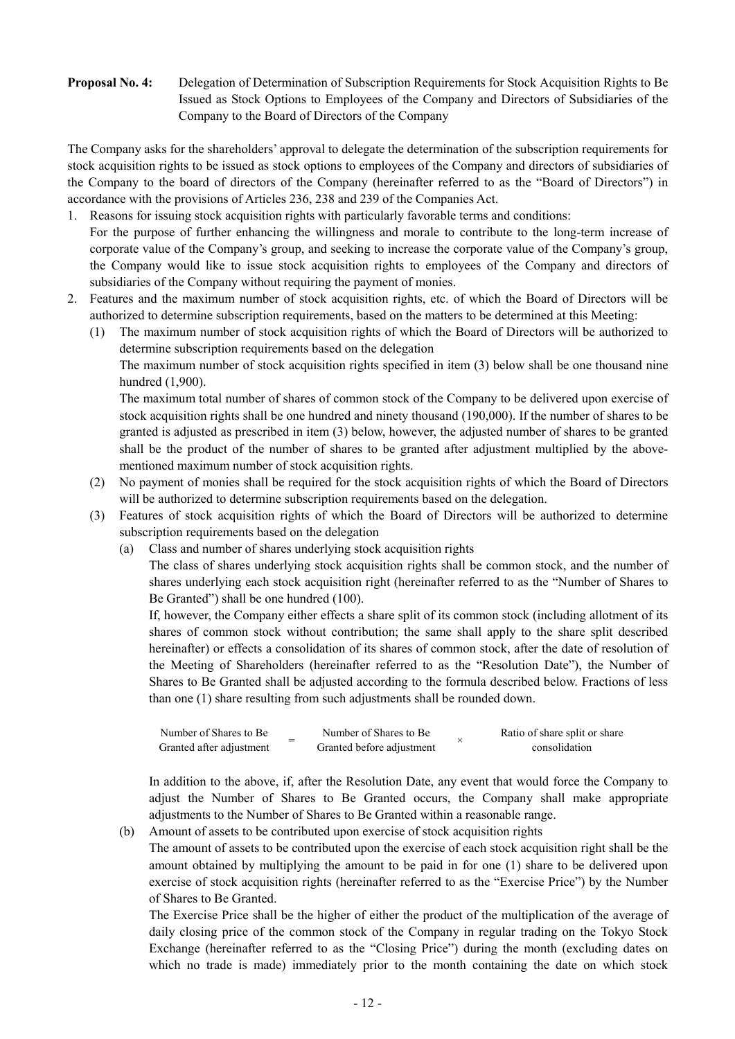**Proposal No. 4:** Delegation of Determination of Subscription Requirements for Stock Acquisition Rights to Be Issued as Stock Options to Employees of the Company and Directors of Subsidiaries of the Company to the Board of Directors of the Company

The Company asks for the shareholders' approval to delegate the determination of the subscription requirements for stock acquisition rights to be issued as stock options to employees of the Company and directors of subsidiaries of the Company to the board of directors of the Company (hereinafter referred to as the "Board of Directors") in accordance with the provisions of Articles 236, 238 and 239 of the Companies Act.

1. Reasons for issuing stock acquisition rights with particularly favorable terms and conditions:
   For the purpose of further enhancing the willingness and morale to contribute to the long-term increase of corporate value of the Company's group, and seeking to increase the corporate value of the Company's group, the Company would like to issue stock acquisition rights to employees of the Company and directors of subsidiaries of the Company without requiring the payment of monies.
2. Features and the maximum number of stock acquisition rights, etc. of which the Board of Directors will be authorized to determine subscription requirements, based on the matters to be determined at this Meeting:
   (1) The maximum number of stock acquisition rights of which the Board of Directors will be authorized to determine subscription requirements based on the delegation
   The maximum number of stock acquisition rights specified in item (3) below shall be one thousand nine hundred (1,900).
   The maximum total number of shares of common stock of the Company to be delivered upon exercise of stock acquisition rights shall be one hundred and ninety thousand (190,000). If the number of shares to be granted is adjusted as prescribed in item (3) below, however, the adjusted number of shares to be granted shall be the product of the number of shares to be granted after adjustment multiplied by the above-mentioned maximum number of stock acquisition rights.
   (2) No payment of monies shall be required for the stock acquisition rights of which the Board of Directors will be authorized to determine subscription requirements based on the delegation.
   (3) Features of stock acquisition rights of which the Board of Directors will be authorized to determine subscription requirements based on the delegation
      (a) Class and number of shares underlying stock acquisition rights
      The class of shares underlying stock acquisition rights shall be common stock, and the number of shares underlying each stock acquisition right (hereinafter referred to as the "Number of Shares to Be Granted") shall be one hundred (100).
      If, however, the Company either effects a share split of its common stock (including allotment of its shares of common stock without contribution; the same shall apply to the share split described hereinafter) or effects a consolidation of its shares of common stock, after the date of resolution of the Meeting of Shareholders (hereinafter referred to as the "Resolution Date"), the Number of Shares to Be Granted shall be adjusted according to the formula described below. Fractions of less than one (1) share resulting from such adjustments shall be rounded down.

      $$\text{Number of Shares to Be Granted after adjustment} = \text{Number of Shares to Be Granted before adjustment} \times \text{Ratio of share split or share consolidation}$$

      In addition to the above, if, after the Resolution Date, any event that would force the Company to adjust the Number of Shares to Be Granted occurs, the Company shall make appropriate adjustments to the Number of Shares to Be Granted within a reasonable range.
      (b) Amount of assets to be contributed upon exercise of stock acquisition rights
      The amount of assets to be contributed upon the exercise of each stock acquisition right shall be the amount obtained by multiplying the amount to be paid in for one (1) share to be delivered upon exercise of stock acquisition rights (hereinafter referred to as the "Exercise Price") by the Number of Shares to Be Granted.
      The Exercise Price shall be the higher of either the product of the multiplication of the average of daily closing price of the common stock of the Company in regular trading on the Tokyo Stock Exchange (hereinafter referred to as the "Closing Price") during the month (excluding dates on which no trade is made) immediately prior to the month containing the date on which stock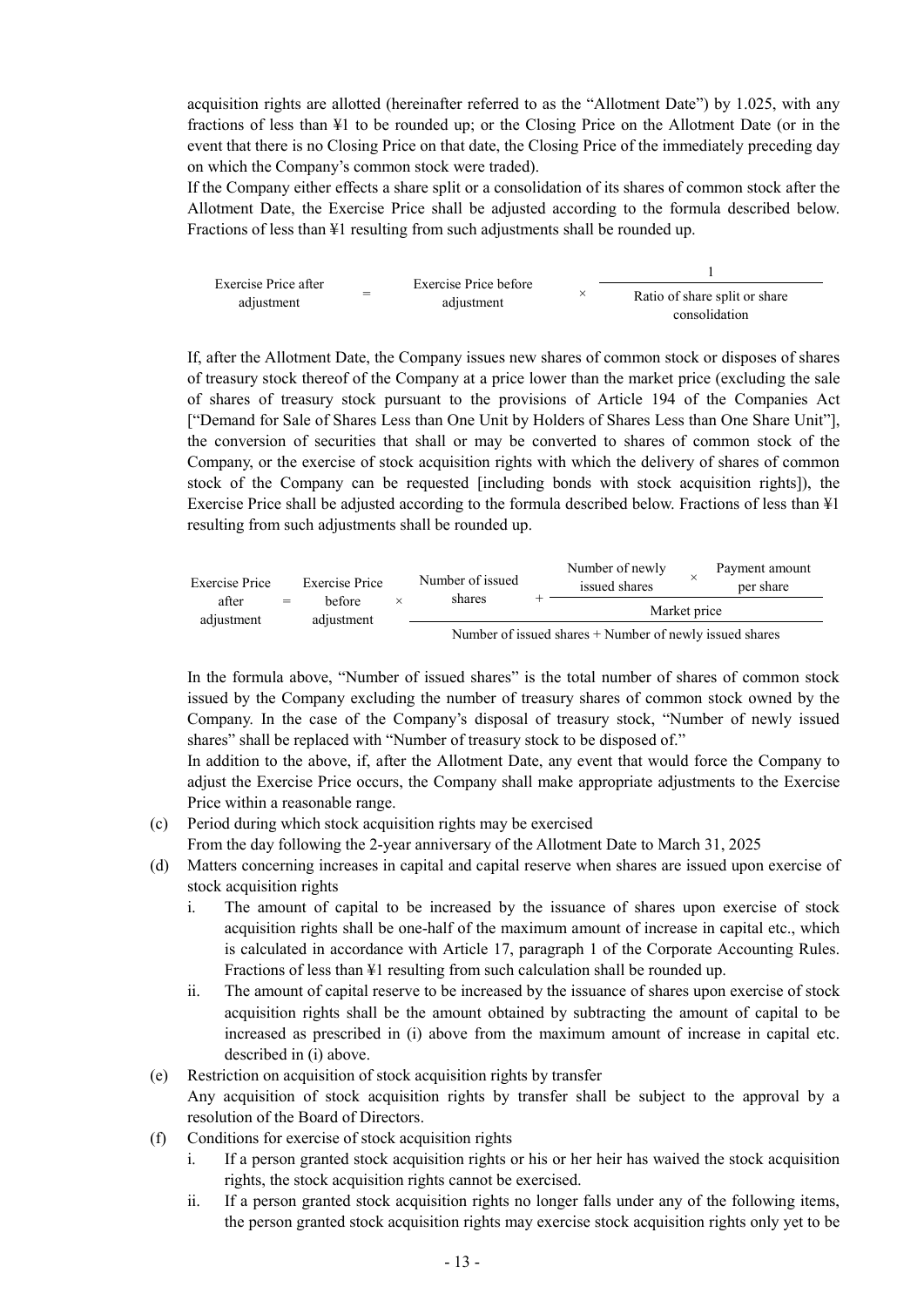acquisition rights are allotted (hereinafter referred to as the "Allotment Date") by 1.025, with any fractions of less than ¥1 to be rounded up; or the Closing Price on the Allotment Date (or in the event that there is no Closing Price on that date, the Closing Price of the immediately preceding day on which the Company's common stock were traded).

If the Company either effects a share split or a consolidation of its shares of common stock after the Allotment Date, the Exercise Price shall be adjusted according to the formula described below. Fractions of less than ¥1 resulting from such adjustments shall be rounded up.

$$\text{Exercise Price after adjustment} = \text{Exercise Price before adjustment} \times \frac{1}{\text{Ratio of share split or share consolidation}}$$

If, after the Allotment Date, the Company issues new shares of common stock or disposes of shares of treasury stock thereof of the Company at a price lower than the market price (excluding the sale of shares of treasury stock pursuant to the provisions of Article 194 of the Companies Act ["Demand for Sale of Shares Less than One Unit by Holders of Shares Less than One Share Unit"], the conversion of securities that shall or may be converted to shares of common stock of the Company, or the exercise of stock acquisition rights with which the delivery of shares of common stock of the Company can be requested [including bonds with stock acquisition rights]), the Exercise Price shall be adjusted according to the formula described below. Fractions of less than ¥1 resulting from such adjustments shall be rounded up.

$$\text{Exercise Price after adjustment} = \text{Exercise Price before adjustment} \times \frac{\text{Number of issued shares} + \dfrac{\text{Number of newly issued shares} \times \text{Payment amount per share}}{\text{Market price}}}{\text{Number of issued shares} + \text{Number of newly issued shares}}$$

In the formula above, "Number of issued shares" is the total number of shares of common stock issued by the Company excluding the number of treasury shares of common stock owned by the Company. In the case of the Company's disposal of treasury stock, "Number of newly issued shares" shall be replaced with "Number of treasury stock to be disposed of."

In addition to the above, if, after the Allotment Date, any event that would force the Company to adjust the Exercise Price occurs, the Company shall make appropriate adjustments to the Exercise Price within a reasonable range.

(c) Period during which stock acquisition rights may be exercised
From the day following the 2-year anniversary of the Allotment Date to March 31, 2025

(d) Matters concerning increases in capital and capital reserve when shares are issued upon exercise of stock acquisition rights
   i. The amount of capital to be increased by the issuance of shares upon exercise of stock acquisition rights shall be one-half of the maximum amount of increase in capital etc., which is calculated in accordance with Article 17, paragraph 1 of the Corporate Accounting Rules. Fractions of less than ¥1 resulting from such calculation shall be rounded up.
   ii. The amount of capital reserve to be increased by the issuance of shares upon exercise of stock acquisition rights shall be the amount obtained by subtracting the amount of capital to be increased as prescribed in (i) above from the maximum amount of increase in capital etc. described in (i) above.

(e) Restriction on acquisition of stock acquisition rights by transfer
Any acquisition of stock acquisition rights by transfer shall be subject to the approval by a resolution of the Board of Directors.

(f) Conditions for exercise of stock acquisition rights
   i. If a person granted stock acquisition rights or his or her heir has waived the stock acquisition rights, the stock acquisition rights cannot be exercised.
   ii. If a person granted stock acquisition rights no longer falls under any of the following items, the person granted stock acquisition rights may exercise stock acquisition rights only yet to be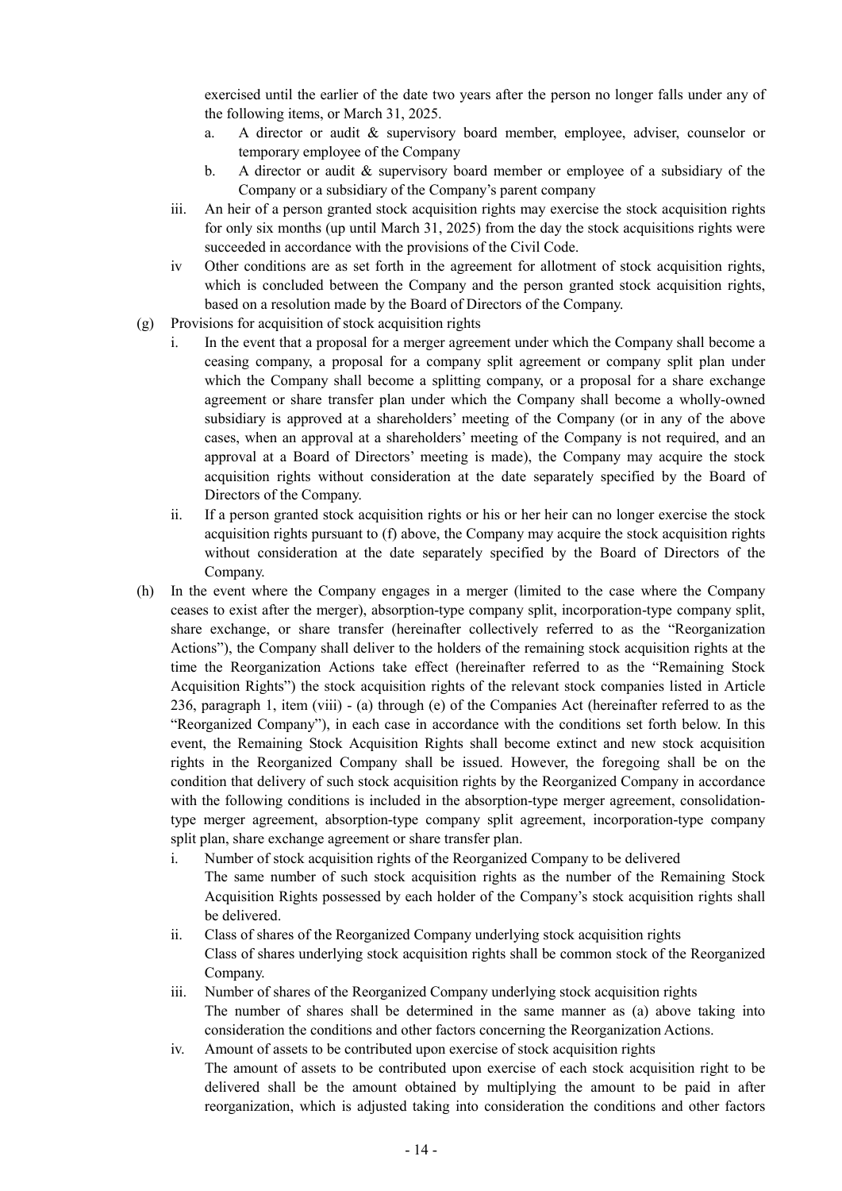exercised until the earlier of the date two years after the person no longer falls under any of the following items, or March 31, 2025.

   a. A director or audit & supervisory board member, employee, adviser, counselor or temporary employee of the Company
   b. A director or audit & supervisory board member or employee of a subsidiary of the Company or a subsidiary of the Company's parent company

iii. An heir of a person granted stock acquisition rights may exercise the stock acquisition rights for only six months (up until March 31, 2025) from the day the stock acquisitions rights were succeeded in accordance with the provisions of the Civil Code.

iv Other conditions are as set forth in the agreement for allotment of stock acquisition rights, which is concluded between the Company and the person granted stock acquisition rights, based on a resolution made by the Board of Directors of the Company.

(g) Provisions for acquisition of stock acquisition rights

i. In the event that a proposal for a merger agreement under which the Company shall become a ceasing company, a proposal for a company split agreement or company split plan under which the Company shall become a splitting company, or a proposal for a share exchange agreement or share transfer plan under which the Company shall become a wholly-owned subsidiary is approved at a shareholders' meeting of the Company (or in any of the above cases, when an approval at a shareholders' meeting of the Company is not required, and an approval at a Board of Directors' meeting is made), the Company may acquire the stock acquisition rights without consideration at the date separately specified by the Board of Directors of the Company.

ii. If a person granted stock acquisition rights or his or her heir can no longer exercise the stock acquisition rights pursuant to (f) above, the Company may acquire the stock acquisition rights without consideration at the date separately specified by the Board of Directors of the Company.

(h) In the event where the Company engages in a merger (limited to the case where the Company ceases to exist after the merger), absorption-type company split, incorporation-type company split, share exchange, or share transfer (hereinafter collectively referred to as the "Reorganization Actions"), the Company shall deliver to the holders of the remaining stock acquisition rights at the time the Reorganization Actions take effect (hereinafter referred to as the "Remaining Stock Acquisition Rights") the stock acquisition rights of the relevant stock companies listed in Article 236, paragraph 1, item (viii) - (a) through (e) of the Companies Act (hereinafter referred to as the "Reorganized Company"), in each case in accordance with the conditions set forth below. In this event, the Remaining Stock Acquisition Rights shall become extinct and new stock acquisition rights in the Reorganized Company shall be issued. However, the foregoing shall be on the condition that delivery of such stock acquisition rights by the Reorganized Company in accordance with the following conditions is included in the absorption-type merger agreement, consolidation-type merger agreement, absorption-type company split agreement, incorporation-type company split plan, share exchange agreement or share transfer plan.

i. Number of stock acquisition rights of the Reorganized Company to be delivered
The same number of such stock acquisition rights as the number of the Remaining Stock Acquisition Rights possessed by each holder of the Company's stock acquisition rights shall be delivered.

ii. Class of shares of the Reorganized Company underlying stock acquisition rights
Class of shares underlying stock acquisition rights shall be common stock of the Reorganized Company.

iii. Number of shares of the Reorganized Company underlying stock acquisition rights
The number of shares shall be determined in the same manner as (a) above taking into consideration the conditions and other factors concerning the Reorganization Actions.

iv. Amount of assets to be contributed upon exercise of stock acquisition rights
The amount of assets to be contributed upon exercise of each stock acquisition right to be delivered shall be the amount obtained by multiplying the amount to be paid in after reorganization, which is adjusted taking into consideration the conditions and other factors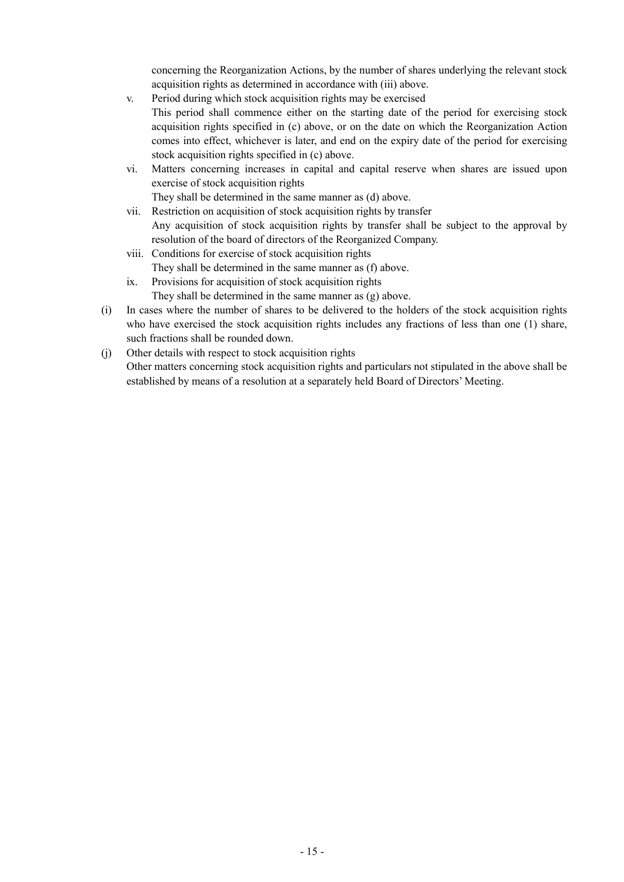concerning the Reorganization Actions, by the number of shares underlying the relevant stock acquisition rights as determined in accordance with (iii) above.

v. Period during which stock acquisition rights may be exercised
This period shall commence either on the starting date of the period for exercising stock acquisition rights specified in (c) above, or on the date on which the Reorganization Action comes into effect, whichever is later, and end on the expiry date of the period for exercising stock acquisition rights specified in (c) above.

vi. Matters concerning increases in capital and capital reserve when shares are issued upon exercise of stock acquisition rights
They shall be determined in the same manner as (d) above.

vii. Restriction on acquisition of stock acquisition rights by transfer
Any acquisition of stock acquisition rights by transfer shall be subject to the approval by resolution of the board of directors of the Reorganized Company.

viii. Conditions for exercise of stock acquisition rights
They shall be determined in the same manner as (f) above.

ix. Provisions for acquisition of stock acquisition rights
They shall be determined in the same manner as (g) above.

(i) In cases where the number of shares to be delivered to the holders of the stock acquisition rights who have exercised the stock acquisition rights includes any fractions of less than one (1) share, such fractions shall be rounded down.

(j) Other details with respect to stock acquisition rights
Other matters concerning stock acquisition rights and particulars not stipulated in the above shall be established by means of a resolution at a separately held Board of Directors' Meeting.